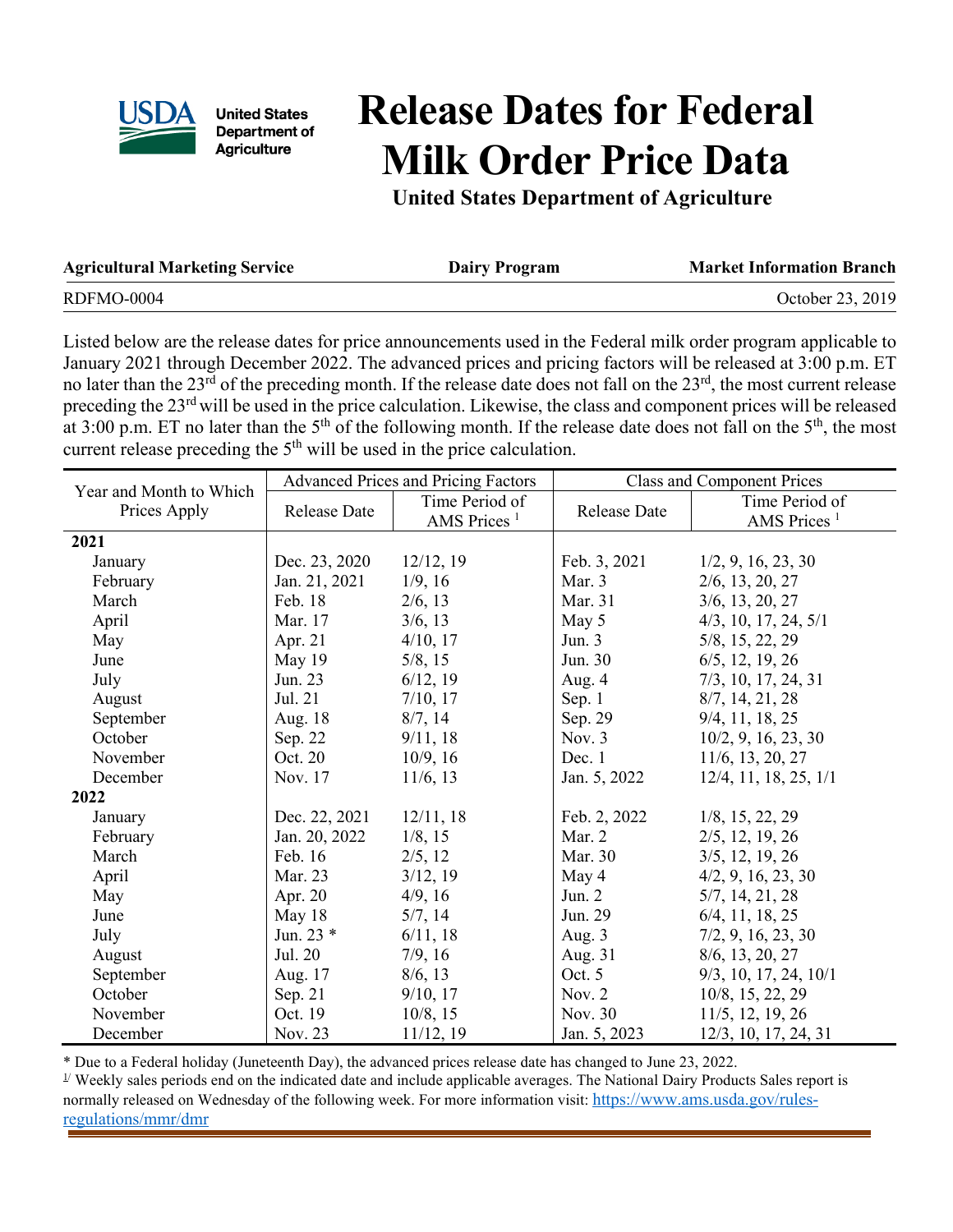United States Department of Agriculture

# Release Dates for Federal Milk Order Price Data

**United States Department of Agriculture**

| **Agricultural Marketing Service** | **Dairy Program** | **Market Information Branch** |
|---|---|---|
| RDFMO-0004 | | October 23, 2019 |

Listed below are the release dates for price announcements used in the Federal milk order program applicable to January 2021 through December 2022. The advanced prices and pricing factors will be released at 3:00 p.m. ET no later than the 23rd of the preceding month. If the release date does not fall on the 23rd, the most current release preceding the 23rd will be used in the price calculation. Likewise, the class and component prices will be released at 3:00 p.m. ET no later than the 5th of the following month. If the release date does not fall on the 5th, the most current release preceding the 5th will be used in the price calculation.

| Year and Month to Which Prices Apply | Advanced Prices and Pricing Factors | | Class and Component Prices | |
|---|---|---|---|---|
| | Release Date | Time Period of AMS Prices [1] | Release Date | Time Period of AMS Prices [1] |
| **2021** | | | | |
| January | Dec. 23, 2020 | 12/12, 19 | Feb. 3, 2021 | 1/2, 9, 16, 23, 30 |
| February | Jan. 21, 2021 | 1/9, 16 | Mar. 3 | 2/6, 13, 20, 27 |
| March | Feb. 18 | 2/6, 13 | Mar. 31 | 3/6, 13, 20, 27 |
| April | Mar. 17 | 3/6, 13 | May 5 | 4/3, 10, 17, 24, 5/1 |
| May | Apr. 21 | 4/10, 17 | Jun. 3 | 5/8, 15, 22, 29 |
| June | May 19 | 5/8, 15 | Jun. 30 | 6/5, 12, 19, 26 |
| July | Jun. 23 | 6/12, 19 | Aug. 4 | 7/3, 10, 17, 24, 31 |
| August | Jul. 21 | 7/10, 17 | Sep. 1 | 8/7, 14, 21, 28 |
| September | Aug. 18 | 8/7, 14 | Sep. 29 | 9/4, 11, 18, 25 |
| October | Sep. 22 | 9/11, 18 | Nov. 3 | 10/2, 9, 16, 23, 30 |
| November | Oct. 20 | 10/9, 16 | Dec. 1 | 11/6, 13, 20, 27 |
| December | Nov. 17 | 11/6, 13 | Jan. 5, 2022 | 12/4, 11, 18, 25, 1/1 |
| **2022** | | | | |
| January | Dec. 22, 2021 | 12/11, 18 | Feb. 2, 2022 | 1/8, 15, 22, 29 |
| February | Jan. 20, 2022 | 1/8, 15 | Mar. 2 | 2/5, 12, 19, 26 |
| March | Feb. 16 | 2/5, 12 | Mar. 30 | 3/5, 12, 19, 26 |
| April | Mar. 23 | 3/12, 19 | May 4 | 4/2, 9, 16, 23, 30 |
| May | Apr. 20 | 4/9, 16 | Jun. 2 | 5/7, 14, 21, 28 |
| June | May 18 | 5/7, 14 | Jun. 29 | 6/4, 11, 18, 25 |
| July | Jun. 23 * | 6/11, 18 | Aug. 3 | 7/2, 9, 16, 23, 30 |
| August | Jul. 20 | 7/9, 16 | Aug. 31 | 8/6, 13, 20, 27 |
| September | Aug. 17 | 8/6, 13 | Oct. 5 | 9/3, 10, 17, 24, 10/1 |
| October | Sep. 21 | 9/10, 17 | Nov. 2 | 10/8, 15, 22, 29 |
| November | Oct. 19 | 10/8, 15 | Nov. 30 | 11/5, 12, 19, 26 |
| December | Nov. 23 | 11/12, 19 | Jan. 5, 2023 | 12/3, 10, 17, 24, 31 |

* Due to a Federal holiday (Juneteenth Day), the advanced prices release date has changed to June 23, 2022.

[1/] Weekly sales periods end on the indicated date and include applicable averages. The National Dairy Products Sales report is normally released on Wednesday of the following week. For more information visit: https://www.ams.usda.gov/rules-regulations/mmr/dmr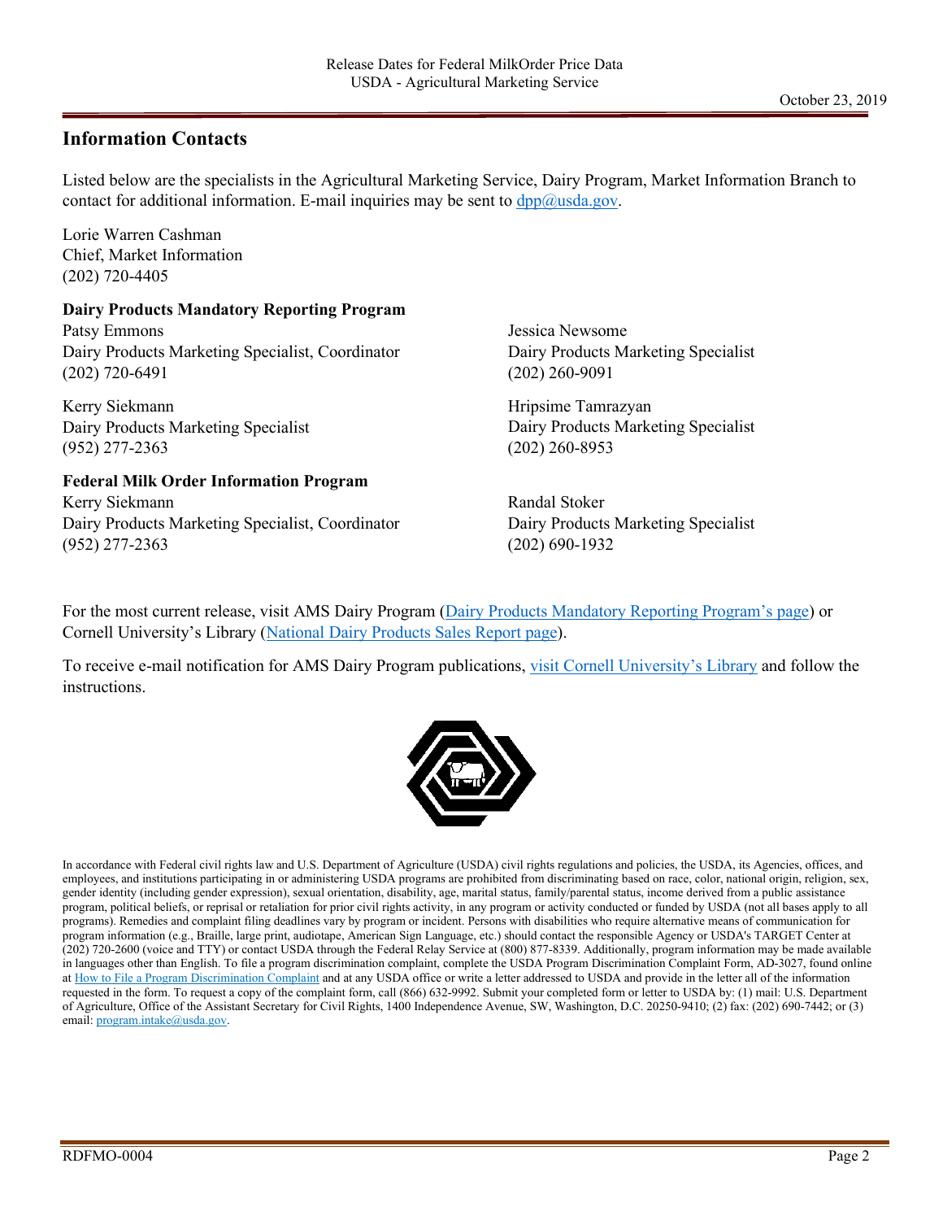## Information Contacts

Listed below are the specialists in the Agricultural Marketing Service, Dairy Program, Market Information Branch to contact for additional information. E-mail inquiries may be sent to dpp@usda.gov.

Lorie Warren Cashman
Chief, Market Information
(202) 720-4405

**Dairy Products Mandatory Reporting Program**

Patsy Emmons
Dairy Products Marketing Specialist, Coordinator
(202) 720-6491

Jessica Newsome
Dairy Products Marketing Specialist
(202) 260-9091

Kerry Siekmann
Dairy Products Marketing Specialist
(952) 277-2363

Hripsime Tamrazyan
Dairy Products Marketing Specialist
(202) 260-8953

**Federal Milk Order Information Program**

Kerry Siekmann
Dairy Products Marketing Specialist, Coordinator
(952) 277-2363

Randal Stoker
Dairy Products Marketing Specialist
(202) 690-1932

For the most current release, visit AMS Dairy Program (Dairy Products Mandatory Reporting Program's page) or Cornell University's Library (National Dairy Products Sales Report page).

To receive e-mail notification for AMS Dairy Program publications, visit Cornell University's Library and follow the instructions.

In accordance with Federal civil rights law and U.S. Department of Agriculture (USDA) civil rights regulations and policies, the USDA, its Agencies, offices, and employees, and institutions participating in or administering USDA programs are prohibited from discriminating based on race, color, national origin, religion, sex, gender identity (including gender expression), sexual orientation, disability, age, marital status, family/parental status, income derived from a public assistance program, political beliefs, or reprisal or retaliation for prior civil rights activity, in any program or activity conducted or funded by USDA (not all bases apply to all programs). Remedies and complaint filing deadlines vary by program or incident. Persons with disabilities who require alternative means of communication for program information (e.g., Braille, large print, audiotape, American Sign Language, etc.) should contact the responsible Agency or USDA's TARGET Center at (202) 720-2600 (voice and TTY) or contact USDA through the Federal Relay Service at (800) 877-8339. Additionally, program information may be made available in languages other than English. To file a program discrimination complaint, complete the USDA Program Discrimination Complaint Form, AD-3027, found online at How to File a Program Discrimination Complaint and at any USDA office or write a letter addressed to USDA and provide in the letter all of the information requested in the form. To request a copy of the complaint form, call (866) 632-9992. Submit your completed form or letter to USDA by: (1) mail: U.S. Department of Agriculture, Office of the Assistant Secretary for Civil Rights, 1400 Independence Avenue, SW, Washington, D.C. 20250-9410; (2) fax: (202) 690-7442; or (3) email: program.intake@usda.gov.